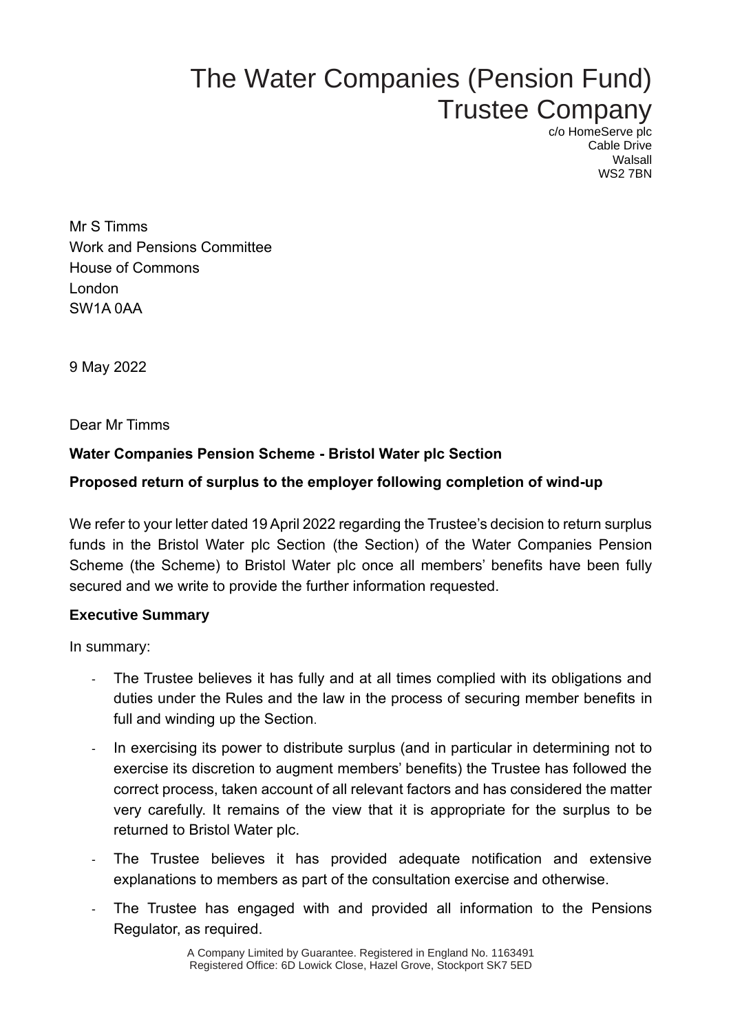# The Water Companies (Pension Fund) Trustee Company

c/o HomeServe plc
Cable Drive
Walsall
WS2 7BN

Mr S Timms
Work and Pensions Committee
House of Commons
London
SW1A 0AA

9 May 2022

Dear Mr Timms

**Water Companies Pension Scheme - Bristol Water plc Section**

**Proposed return of surplus to the employer following completion of wind-up**

We refer to your letter dated 19 April 2022 regarding the Trustee's decision to return surplus funds in the Bristol Water plc Section (the Section) of the Water Companies Pension Scheme (the Scheme) to Bristol Water plc once all members' benefits have been fully secured and we write to provide the further information requested.

**Executive Summary**

In summary:

- The Trustee believes it has fully and at all times complied with its obligations and duties under the Rules and the law in the process of securing member benefits in full and winding up the Section.
- In exercising its power to distribute surplus (and in particular in determining not to exercise its discretion to augment members' benefits) the Trustee has followed the correct process, taken account of all relevant factors and has considered the matter very carefully. It remains of the view that it is appropriate for the surplus to be returned to Bristol Water plc.
- The Trustee believes it has provided adequate notification and extensive explanations to members as part of the consultation exercise and otherwise.
- The Trustee has engaged with and provided all information to the Pensions Regulator, as required.

A Company Limited by Guarantee. Registered in England No. 1163491
Registered Office: 6D Lowick Close, Hazel Grove, Stockport SK7 5ED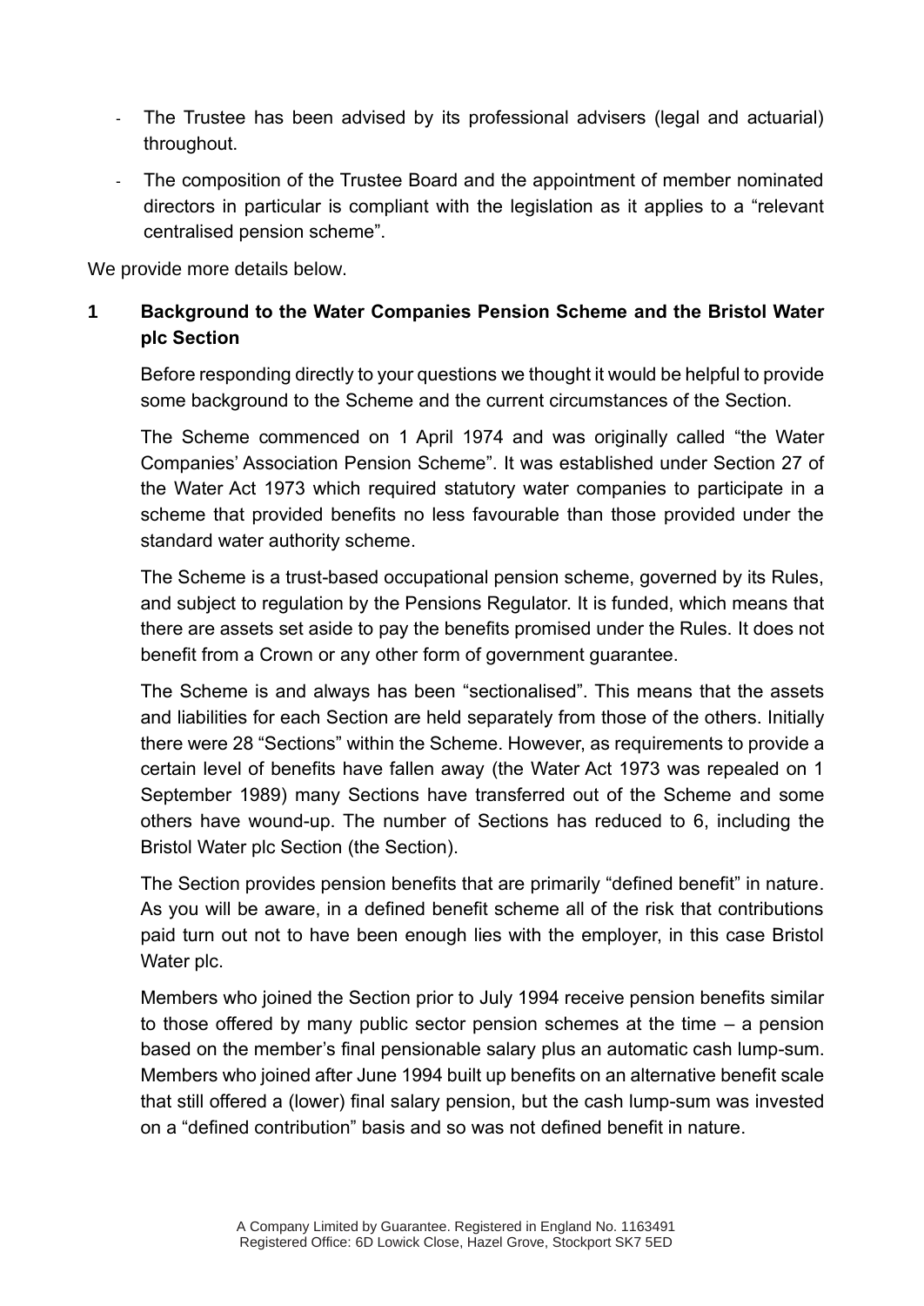- The Trustee has been advised by its professional advisers (legal and actuarial) throughout.
- The composition of the Trustee Board and the appointment of member nominated directors in particular is compliant with the legislation as it applies to a "relevant centralised pension scheme".

We provide more details below.

## 1 Background to the Water Companies Pension Scheme and the Bristol Water plc Section

Before responding directly to your questions we thought it would be helpful to provide some background to the Scheme and the current circumstances of the Section.

The Scheme commenced on 1 April 1974 and was originally called "the Water Companies' Association Pension Scheme". It was established under Section 27 of the Water Act 1973 which required statutory water companies to participate in a scheme that provided benefits no less favourable than those provided under the standard water authority scheme.

The Scheme is a trust-based occupational pension scheme, governed by its Rules, and subject to regulation by the Pensions Regulator. It is funded, which means that there are assets set aside to pay the benefits promised under the Rules. It does not benefit from a Crown or any other form of government guarantee.

The Scheme is and always has been "sectionalised". This means that the assets and liabilities for each Section are held separately from those of the others. Initially there were 28 "Sections" within the Scheme. However, as requirements to provide a certain level of benefits have fallen away (the Water Act 1973 was repealed on 1 September 1989) many Sections have transferred out of the Scheme and some others have wound-up. The number of Sections has reduced to 6, including the Bristol Water plc Section (the Section).

The Section provides pension benefits that are primarily "defined benefit" in nature. As you will be aware, in a defined benefit scheme all of the risk that contributions paid turn out not to have been enough lies with the employer, in this case Bristol Water plc.

Members who joined the Section prior to July 1994 receive pension benefits similar to those offered by many public sector pension schemes at the time – a pension based on the member's final pensionable salary plus an automatic cash lump-sum. Members who joined after June 1994 built up benefits on an alternative benefit scale that still offered a (lower) final salary pension, but the cash lump-sum was invested on a "defined contribution" basis and so was not defined benefit in nature.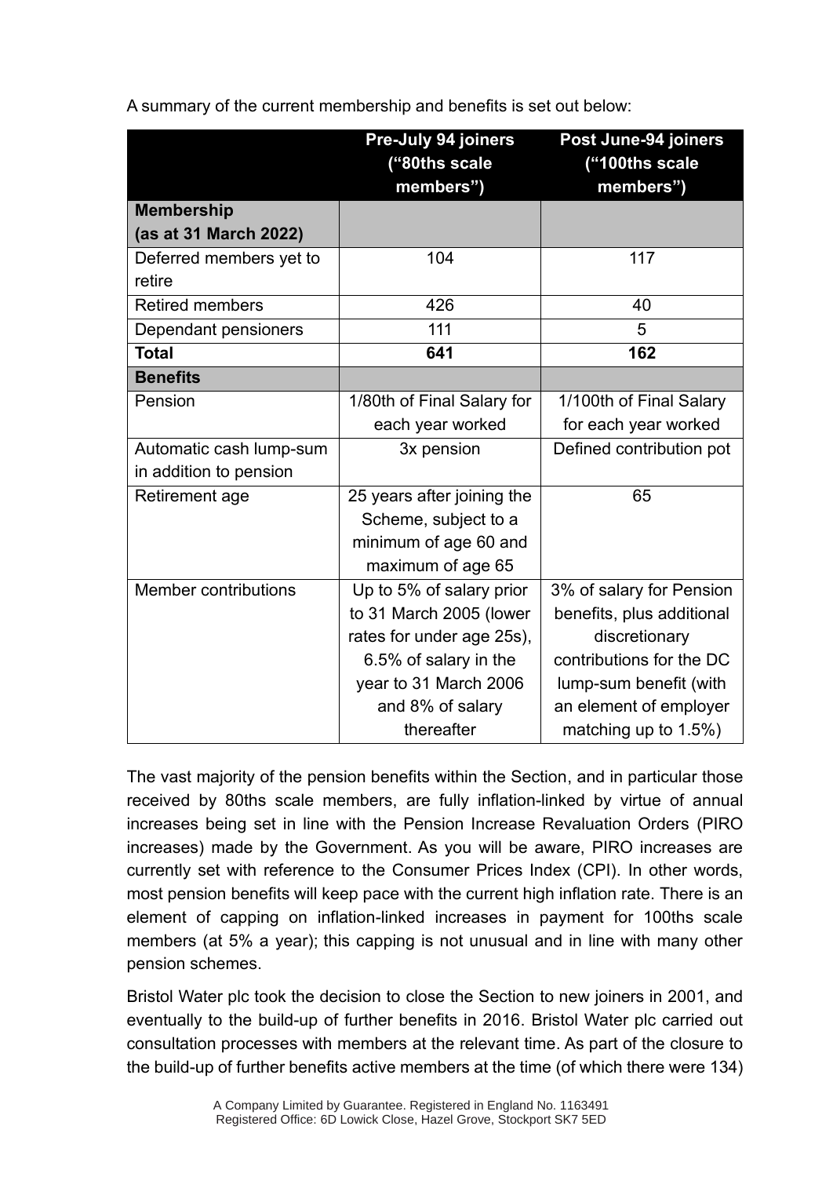A summary of the current membership and benefits is set out below:

| | Pre-July 94 joiners ("80ths scale members") | Post June-94 joiners ("100ths scale members") |
|---|---|---|
| **Membership (as at 31 March 2022)** | | |
| Deferred members yet to retire | 104 | 117 |
| Retired members | 426 | 40 |
| Dependant pensioners | 111 | 5 |
| **Total** | **641** | **162** |
| **Benefits** | | |
| Pension | 1/80th of Final Salary for each year worked | 1/100th of Final Salary for each year worked |
| Automatic cash lump-sum in addition to pension | 3x pension | Defined contribution pot |
| Retirement age | 25 years after joining the Scheme, subject to a minimum of age 60 and maximum of age 65 | 65 |
| Member contributions | Up to 5% of salary prior to 31 March 2005 (lower rates for under age 25s), 6.5% of salary in the year to 31 March 2006 and 8% of salary thereafter | 3% of salary for Pension benefits, plus additional discretionary contributions for the DC lump-sum benefit (with an element of employer matching up to 1.5%) |

The vast majority of the pension benefits within the Section, and in particular those received by 80ths scale members, are fully inflation-linked by virtue of annual increases being set in line with the Pension Increase Revaluation Orders (PIRO increases) made by the Government. As you will be aware, PIRO increases are currently set with reference to the Consumer Prices Index (CPI). In other words, most pension benefits will keep pace with the current high inflation rate. There is an element of capping on inflation-linked increases in payment for 100ths scale members (at 5% a year); this capping is not unusual and in line with many other pension schemes.

Bristol Water plc took the decision to close the Section to new joiners in 2001, and eventually to the build-up of further benefits in 2016. Bristol Water plc carried out consultation processes with members at the relevant time. As part of the closure to the build-up of further benefits active members at the time (of which there were 134)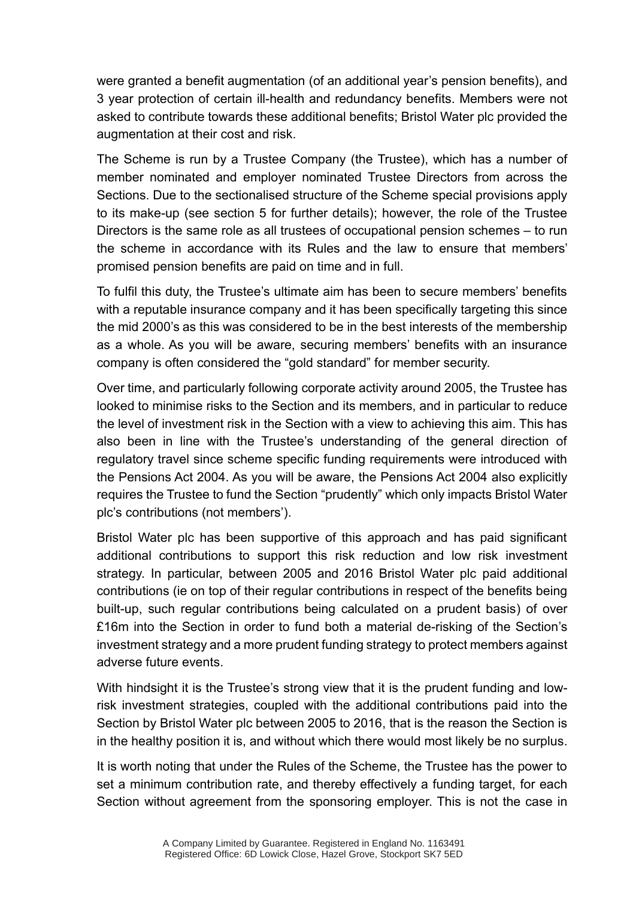were granted a benefit augmentation (of an additional year's pension benefits), and 3 year protection of certain ill-health and redundancy benefits. Members were not asked to contribute towards these additional benefits; Bristol Water plc provided the augmentation at their cost and risk.

The Scheme is run by a Trustee Company (the Trustee), which has a number of member nominated and employer nominated Trustee Directors from across the Sections. Due to the sectionalised structure of the Scheme special provisions apply to its make-up (see section 5 for further details); however, the role of the Trustee Directors is the same role as all trustees of occupational pension schemes – to run the scheme in accordance with its Rules and the law to ensure that members' promised pension benefits are paid on time and in full.

To fulfil this duty, the Trustee's ultimate aim has been to secure members' benefits with a reputable insurance company and it has been specifically targeting this since the mid 2000's as this was considered to be in the best interests of the membership as a whole. As you will be aware, securing members' benefits with an insurance company is often considered the "gold standard" for member security.

Over time, and particularly following corporate activity around 2005, the Trustee has looked to minimise risks to the Section and its members, and in particular to reduce the level of investment risk in the Section with a view to achieving this aim. This has also been in line with the Trustee's understanding of the general direction of regulatory travel since scheme specific funding requirements were introduced with the Pensions Act 2004. As you will be aware, the Pensions Act 2004 also explicitly requires the Trustee to fund the Section "prudently" which only impacts Bristol Water plc's contributions (not members').

Bristol Water plc has been supportive of this approach and has paid significant additional contributions to support this risk reduction and low risk investment strategy. In particular, between 2005 and 2016 Bristol Water plc paid additional contributions (ie on top of their regular contributions in respect of the benefits being built-up, such regular contributions being calculated on a prudent basis) of over £16m into the Section in order to fund both a material de-risking of the Section's investment strategy and a more prudent funding strategy to protect members against adverse future events.

With hindsight it is the Trustee's strong view that it is the prudent funding and low-risk investment strategies, coupled with the additional contributions paid into the Section by Bristol Water plc between 2005 to 2016, that is the reason the Section is in the healthy position it is, and without which there would most likely be no surplus.

It is worth noting that under the Rules of the Scheme, the Trustee has the power to set a minimum contribution rate, and thereby effectively a funding target, for each Section without agreement from the sponsoring employer. This is not the case in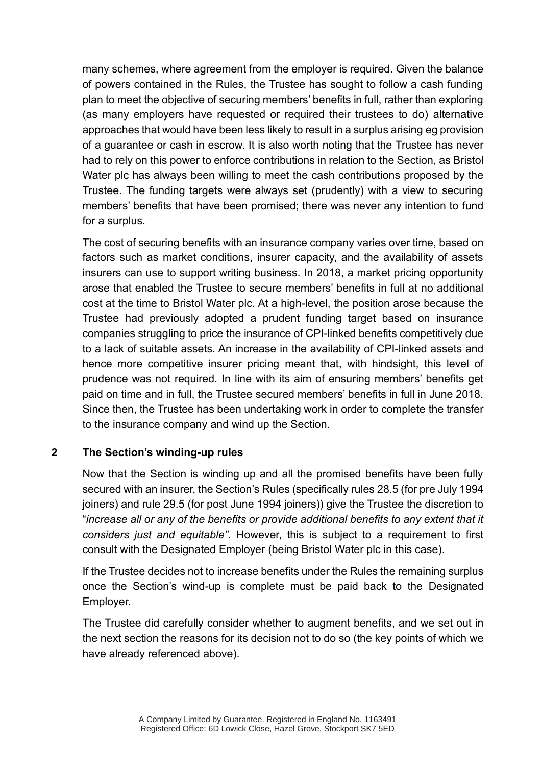many schemes, where agreement from the employer is required. Given the balance of powers contained in the Rules, the Trustee has sought to follow a cash funding plan to meet the objective of securing members' benefits in full, rather than exploring (as many employers have requested or required their trustees to do) alternative approaches that would have been less likely to result in a surplus arising eg provision of a guarantee or cash in escrow. It is also worth noting that the Trustee has never had to rely on this power to enforce contributions in relation to the Section, as Bristol Water plc has always been willing to meet the cash contributions proposed by the Trustee. The funding targets were always set (prudently) with a view to securing members' benefits that have been promised; there was never any intention to fund for a surplus.

The cost of securing benefits with an insurance company varies over time, based on factors such as market conditions, insurer capacity, and the availability of assets insurers can use to support writing business. In 2018, a market pricing opportunity arose that enabled the Trustee to secure members' benefits in full at no additional cost at the time to Bristol Water plc. At a high-level, the position arose because the Trustee had previously adopted a prudent funding target based on insurance companies struggling to price the insurance of CPI-linked benefits competitively due to a lack of suitable assets. An increase in the availability of CPI-linked assets and hence more competitive insurer pricing meant that, with hindsight, this level of prudence was not required. In line with its aim of ensuring members' benefits get paid on time and in full, the Trustee secured members' benefits in full in June 2018. Since then, the Trustee has been undertaking work in order to complete the transfer to the insurance company and wind up the Section.

## 2 The Section's winding-up rules

Now that the Section is winding up and all the promised benefits have been fully secured with an insurer, the Section's Rules (specifically rules 28.5 (for pre July 1994 joiners) and rule 29.5 (for post June 1994 joiners)) give the Trustee the discretion to "*increase all or any of the benefits or provide additional benefits to any extent that it considers just and equitable".* However, this is subject to a requirement to first consult with the Designated Employer (being Bristol Water plc in this case).

If the Trustee decides not to increase benefits under the Rules the remaining surplus once the Section's wind-up is complete must be paid back to the Designated Employer.

The Trustee did carefully consider whether to augment benefits, and we set out in the next section the reasons for its decision not to do so (the key points of which we have already referenced above).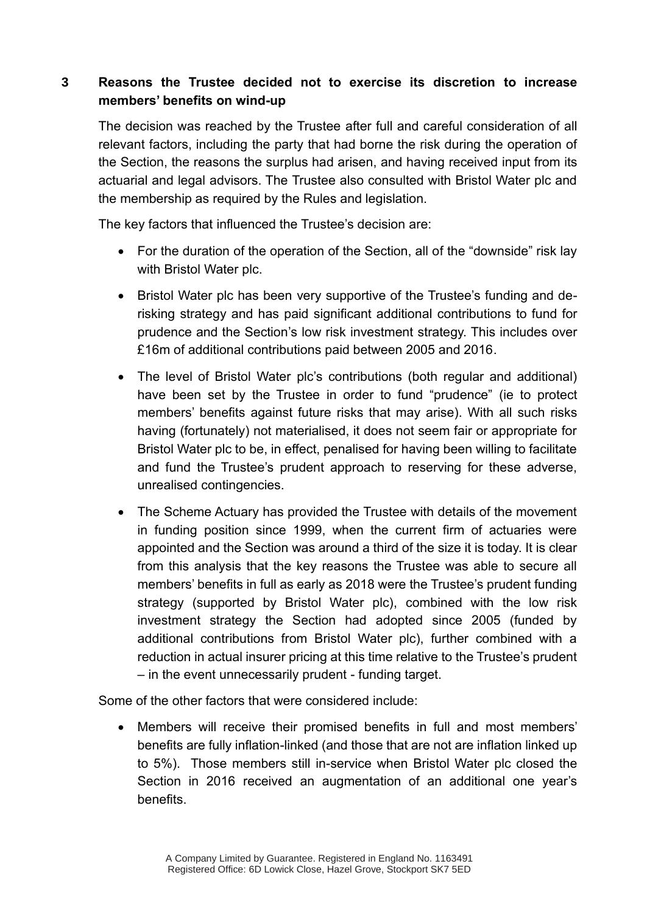## 3 Reasons the Trustee decided not to exercise its discretion to increase members' benefits on wind-up

The decision was reached by the Trustee after full and careful consideration of all relevant factors, including the party that had borne the risk during the operation of the Section, the reasons the surplus had arisen, and having received input from its actuarial and legal advisors. The Trustee also consulted with Bristol Water plc and the membership as required by the Rules and legislation.

The key factors that influenced the Trustee's decision are:

- For the duration of the operation of the Section, all of the "downside" risk lay with Bristol Water plc.
- Bristol Water plc has been very supportive of the Trustee's funding and de-risking strategy and has paid significant additional contributions to fund for prudence and the Section's low risk investment strategy. This includes over £16m of additional contributions paid between 2005 and 2016.
- The level of Bristol Water plc's contributions (both regular and additional) have been set by the Trustee in order to fund "prudence" (ie to protect members' benefits against future risks that may arise). With all such risks having (fortunately) not materialised, it does not seem fair or appropriate for Bristol Water plc to be, in effect, penalised for having been willing to facilitate and fund the Trustee's prudent approach to reserving for these adverse, unrealised contingencies.
- The Scheme Actuary has provided the Trustee with details of the movement in funding position since 1999, when the current firm of actuaries were appointed and the Section was around a third of the size it is today. It is clear from this analysis that the key reasons the Trustee was able to secure all members' benefits in full as early as 2018 were the Trustee's prudent funding strategy (supported by Bristol Water plc), combined with the low risk investment strategy the Section had adopted since 2005 (funded by additional contributions from Bristol Water plc), further combined with a reduction in actual insurer pricing at this time relative to the Trustee's prudent – in the event unnecessarily prudent - funding target.

Some of the other factors that were considered include:

- Members will receive their promised benefits in full and most members' benefits are fully inflation-linked (and those that are not are inflation linked up to 5%). Those members still in-service when Bristol Water plc closed the Section in 2016 received an augmentation of an additional one year's benefits.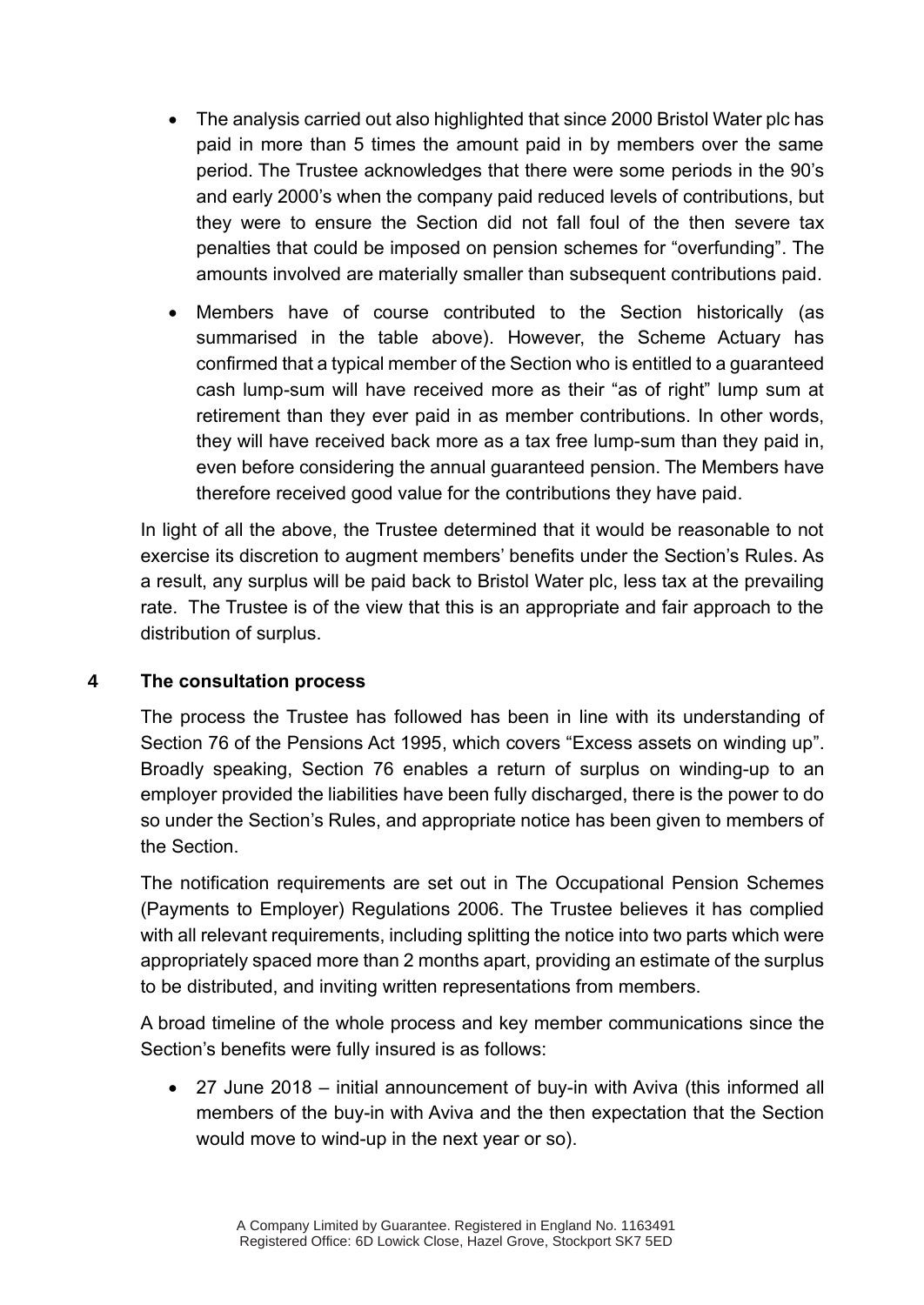- The analysis carried out also highlighted that since 2000 Bristol Water plc has paid in more than 5 times the amount paid in by members over the same period. The Trustee acknowledges that there were some periods in the 90's and early 2000's when the company paid reduced levels of contributions, but they were to ensure the Section did not fall foul of the then severe tax penalties that could be imposed on pension schemes for "overfunding". The amounts involved are materially smaller than subsequent contributions paid.
- Members have of course contributed to the Section historically (as summarised in the table above). However, the Scheme Actuary has confirmed that a typical member of the Section who is entitled to a guaranteed cash lump-sum will have received more as their "as of right" lump sum at retirement than they ever paid in as member contributions. In other words, they will have received back more as a tax free lump-sum than they paid in, even before considering the annual guaranteed pension. The Members have therefore received good value for the contributions they have paid.

In light of all the above, the Trustee determined that it would be reasonable to not exercise its discretion to augment members' benefits under the Section's Rules. As a result, any surplus will be paid back to Bristol Water plc, less tax at the prevailing rate. The Trustee is of the view that this is an appropriate and fair approach to the distribution of surplus.

## 4 The consultation process

The process the Trustee has followed has been in line with its understanding of Section 76 of the Pensions Act 1995, which covers "Excess assets on winding up". Broadly speaking, Section 76 enables a return of surplus on winding-up to an employer provided the liabilities have been fully discharged, there is the power to do so under the Section's Rules, and appropriate notice has been given to members of the Section.

The notification requirements are set out in The Occupational Pension Schemes (Payments to Employer) Regulations 2006. The Trustee believes it has complied with all relevant requirements, including splitting the notice into two parts which were appropriately spaced more than 2 months apart, providing an estimate of the surplus to be distributed, and inviting written representations from members.

A broad timeline of the whole process and key member communications since the Section's benefits were fully insured is as follows:

- 27 June 2018 – initial announcement of buy-in with Aviva (this informed all members of the buy-in with Aviva and the then expectation that the Section would move to wind-up in the next year or so).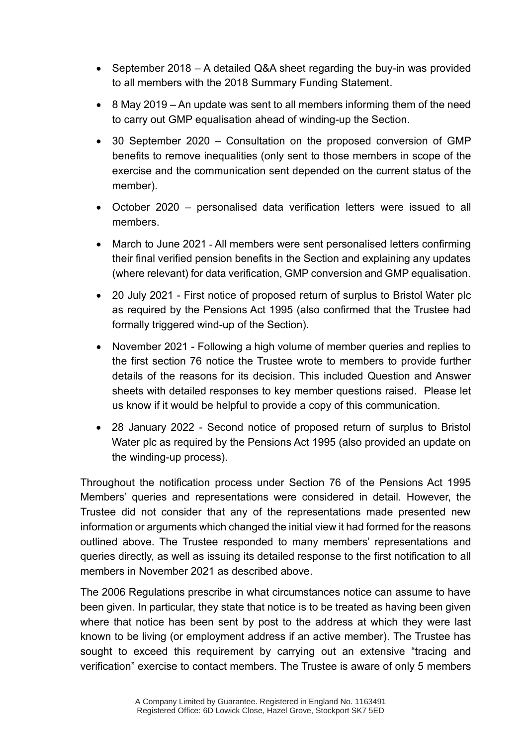- September 2018 – A detailed Q&A sheet regarding the buy-in was provided to all members with the 2018 Summary Funding Statement.
- 8 May 2019 – An update was sent to all members informing them of the need to carry out GMP equalisation ahead of winding-up the Section.
- 30 September 2020 – Consultation on the proposed conversion of GMP benefits to remove inequalities (only sent to those members in scope of the exercise and the communication sent depended on the current status of the member).
- October 2020 – personalised data verification letters were issued to all members.
- March to June 2021 - All members were sent personalised letters confirming their final verified pension benefits in the Section and explaining any updates (where relevant) for data verification, GMP conversion and GMP equalisation.
- 20 July 2021 - First notice of proposed return of surplus to Bristol Water plc as required by the Pensions Act 1995 (also confirmed that the Trustee had formally triggered wind-up of the Section).
- November 2021 - Following a high volume of member queries and replies to the first section 76 notice the Trustee wrote to members to provide further details of the reasons for its decision. This included Question and Answer sheets with detailed responses to key member questions raised. Please let us know if it would be helpful to provide a copy of this communication.
- 28 January 2022 - Second notice of proposed return of surplus to Bristol Water plc as required by the Pensions Act 1995 (also provided an update on the winding-up process).

Throughout the notification process under Section 76 of the Pensions Act 1995 Members' queries and representations were considered in detail. However, the Trustee did not consider that any of the representations made presented new information or arguments which changed the initial view it had formed for the reasons outlined above. The Trustee responded to many members' representations and queries directly, as well as issuing its detailed response to the first notification to all members in November 2021 as described above.

The 2006 Regulations prescribe in what circumstances notice can assume to have been given. In particular, they state that notice is to be treated as having been given where that notice has been sent by post to the address at which they were last known to be living (or employment address if an active member). The Trustee has sought to exceed this requirement by carrying out an extensive "tracing and verification" exercise to contact members. The Trustee is aware of only 5 members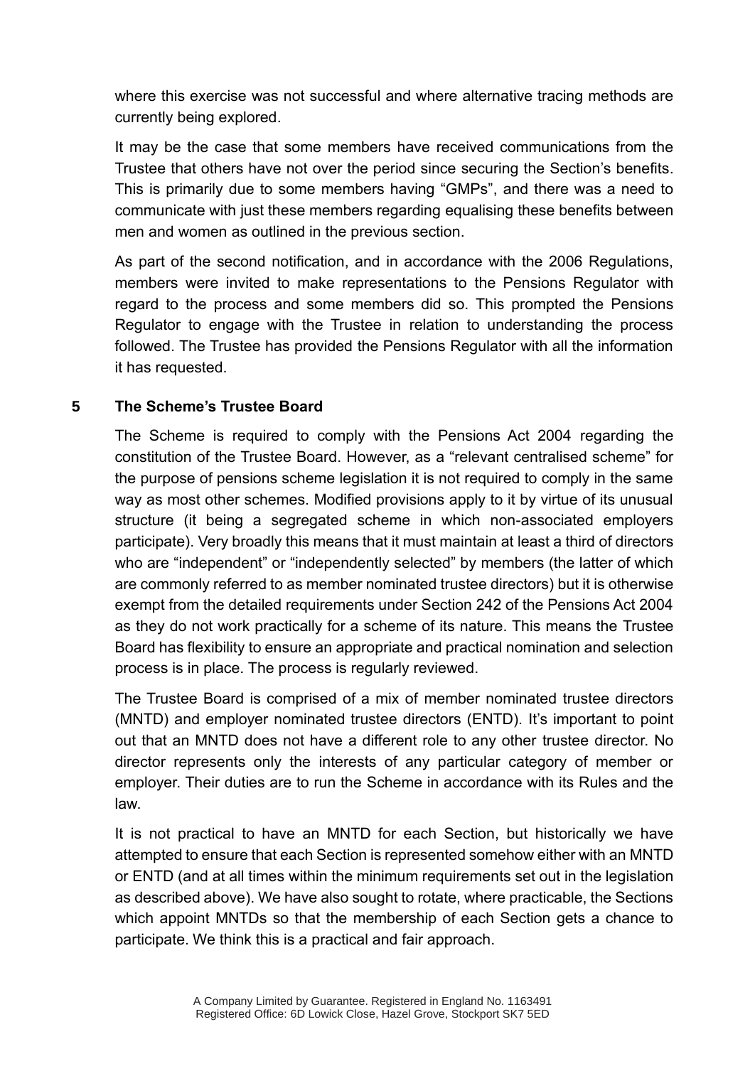where this exercise was not successful and where alternative tracing methods are currently being explored.

It may be the case that some members have received communications from the Trustee that others have not over the period since securing the Section's benefits. This is primarily due to some members having "GMPs", and there was a need to communicate with just these members regarding equalising these benefits between men and women as outlined in the previous section.

As part of the second notification, and in accordance with the 2006 Regulations, members were invited to make representations to the Pensions Regulator with regard to the process and some members did so. This prompted the Pensions Regulator to engage with the Trustee in relation to understanding the process followed. The Trustee has provided the Pensions Regulator with all the information it has requested.

## 5 The Scheme's Trustee Board

The Scheme is required to comply with the Pensions Act 2004 regarding the constitution of the Trustee Board. However, as a "relevant centralised scheme" for the purpose of pensions scheme legislation it is not required to comply in the same way as most other schemes. Modified provisions apply to it by virtue of its unusual structure (it being a segregated scheme in which non-associated employers participate). Very broadly this means that it must maintain at least a third of directors who are "independent" or "independently selected" by members (the latter of which are commonly referred to as member nominated trustee directors) but it is otherwise exempt from the detailed requirements under Section 242 of the Pensions Act 2004 as they do not work practically for a scheme of its nature. This means the Trustee Board has flexibility to ensure an appropriate and practical nomination and selection process is in place. The process is regularly reviewed.

The Trustee Board is comprised of a mix of member nominated trustee directors (MNTD) and employer nominated trustee directors (ENTD). It's important to point out that an MNTD does not have a different role to any other trustee director. No director represents only the interests of any particular category of member or employer. Their duties are to run the Scheme in accordance with its Rules and the law.

It is not practical to have an MNTD for each Section, but historically we have attempted to ensure that each Section is represented somehow either with an MNTD or ENTD (and at all times within the minimum requirements set out in the legislation as described above). We have also sought to rotate, where practicable, the Sections which appoint MNTDs so that the membership of each Section gets a chance to participate. We think this is a practical and fair approach.

A Company Limited by Guarantee. Registered in England No. 1163491
Registered Office: 6D Lowick Close, Hazel Grove, Stockport SK7 5ED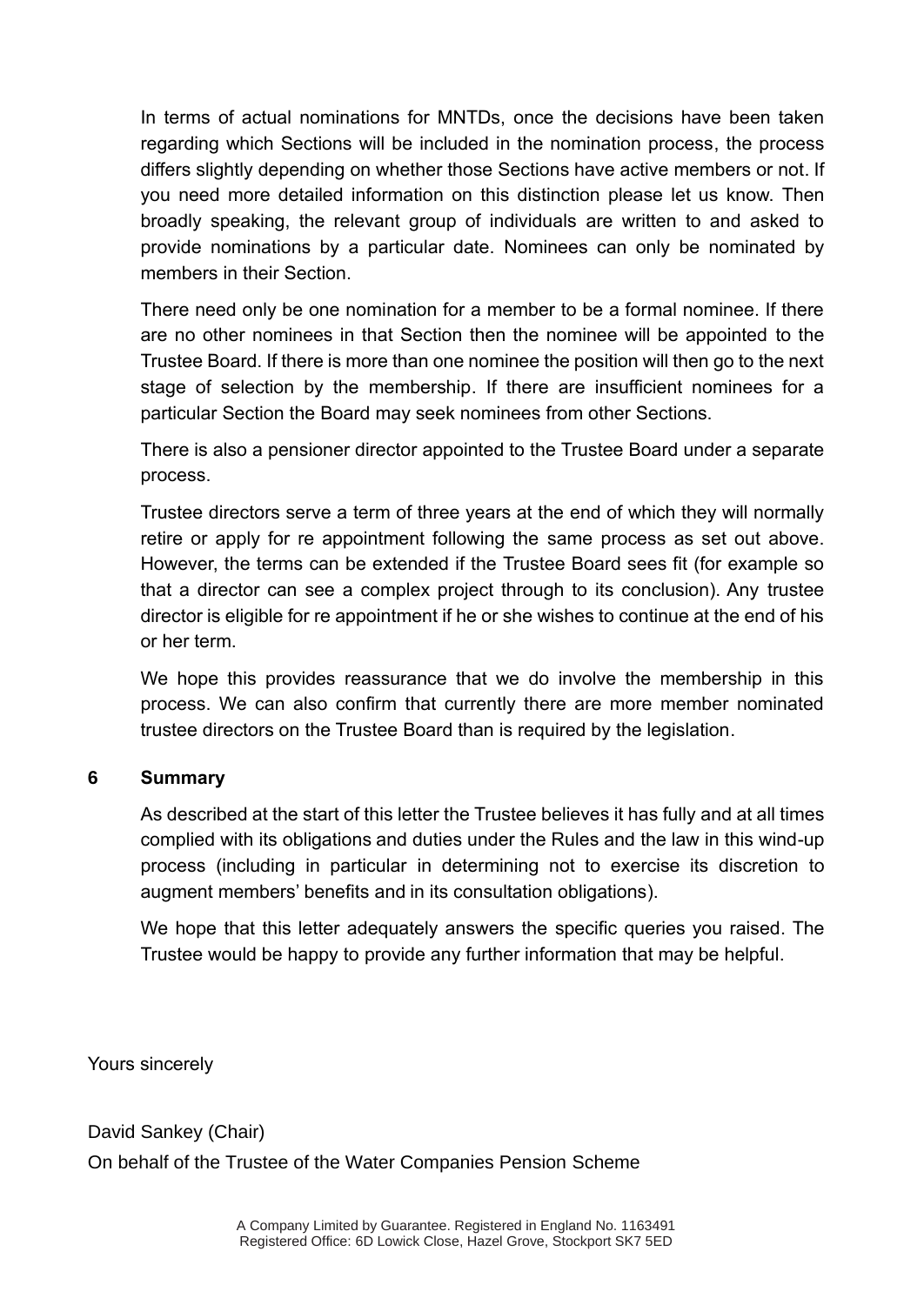In terms of actual nominations for MNTDs, once the decisions have been taken regarding which Sections will be included in the nomination process, the process differs slightly depending on whether those Sections have active members or not. If you need more detailed information on this distinction please let us know. Then broadly speaking, the relevant group of individuals are written to and asked to provide nominations by a particular date. Nominees can only be nominated by members in their Section.

There need only be one nomination for a member to be a formal nominee. If there are no other nominees in that Section then the nominee will be appointed to the Trustee Board. If there is more than one nominee the position will then go to the next stage of selection by the membership. If there are insufficient nominees for a particular Section the Board may seek nominees from other Sections.

There is also a pensioner director appointed to the Trustee Board under a separate process.

Trustee directors serve a term of three years at the end of which they will normally retire or apply for re appointment following the same process as set out above. However, the terms can be extended if the Trustee Board sees fit (for example so that a director can see a complex project through to its conclusion). Any trustee director is eligible for re appointment if he or she wishes to continue at the end of his or her term.

We hope this provides reassurance that we do involve the membership in this process. We can also confirm that currently there are more member nominated trustee directors on the Trustee Board than is required by the legislation.

## 6 Summary

As described at the start of this letter the Trustee believes it has fully and at all times complied with its obligations and duties under the Rules and the law in this wind-up process (including in particular in determining not to exercise its discretion to augment members' benefits and in its consultation obligations).

We hope that this letter adequately answers the specific queries you raised. The Trustee would be happy to provide any further information that may be helpful.

Yours sincerely

David Sankey (Chair)
On behalf of the Trustee of the Water Companies Pension Scheme

A Company Limited by Guarantee. Registered in England No. 1163491
Registered Office: 6D Lowick Close, Hazel Grove, Stockport SK7 5ED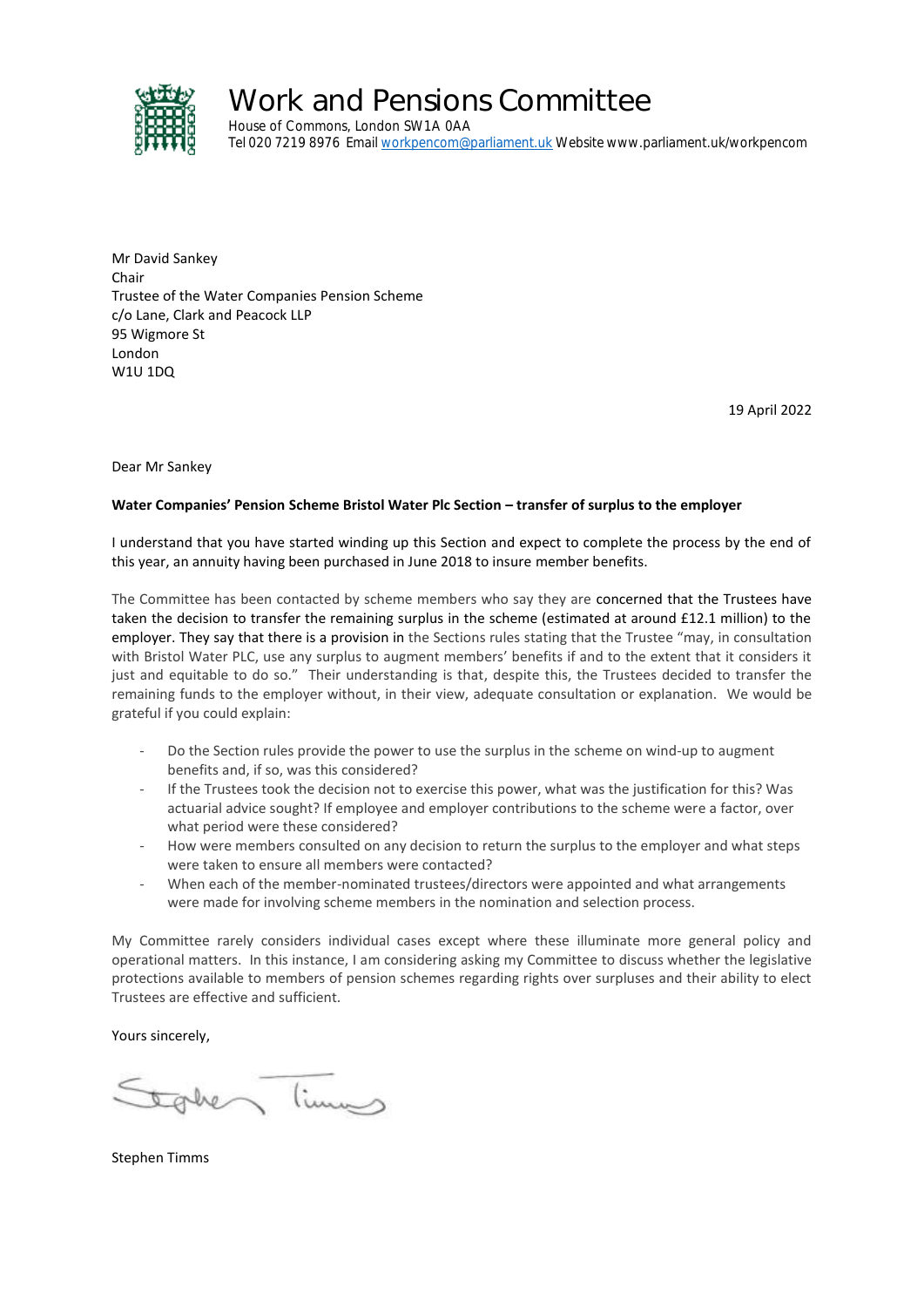# Work and Pensions Committee

House of Commons, London SW1A 0AA
Tel 020 7219 8976 Email workpencom@parliament.uk Website www.parliament.uk/workpencom

Mr David Sankey
Chair
Trustee of the Water Companies Pension Scheme
c/o Lane, Clark and Peacock LLP
95 Wigmore St
London
W1U 1DQ

19 April 2022

Dear Mr Sankey

**Water Companies' Pension Scheme Bristol Water Plc Section – transfer of surplus to the employer**

I understand that you have started winding up this Section and expect to complete the process by the end of this year, an annuity having been purchased in June 2018 to insure member benefits.

The Committee has been contacted by scheme members who say they are concerned that the Trustees have taken the decision to transfer the remaining surplus in the scheme (estimated at around £12.1 million) to the employer. They say that there is a provision in the Sections rules stating that the Trustee "may, in consultation with Bristol Water PLC, use any surplus to augment members' benefits if and to the extent that it considers it just and equitable to do so." Their understanding is that, despite this, the Trustees decided to transfer the remaining funds to the employer without, in their view, adequate consultation or explanation. We would be grateful if you could explain:

- Do the Section rules provide the power to use the surplus in the scheme on wind-up to augment benefits and, if so, was this considered?
- If the Trustees took the decision not to exercise this power, what was the justification for this? Was actuarial advice sought? If employee and employer contributions to the scheme were a factor, over what period were these considered?
- How were members consulted on any decision to return the surplus to the employer and what steps were taken to ensure all members were contacted?
- When each of the member-nominated trustees/directors were appointed and what arrangements were made for involving scheme members in the nomination and selection process.

My Committee rarely considers individual cases except where these illuminate more general policy and operational matters. In this instance, I am considering asking my Committee to discuss whether the legislative protections available to members of pension schemes regarding rights over surpluses and their ability to elect Trustees are effective and sufficient.

Yours sincerely,

Stephen Timms